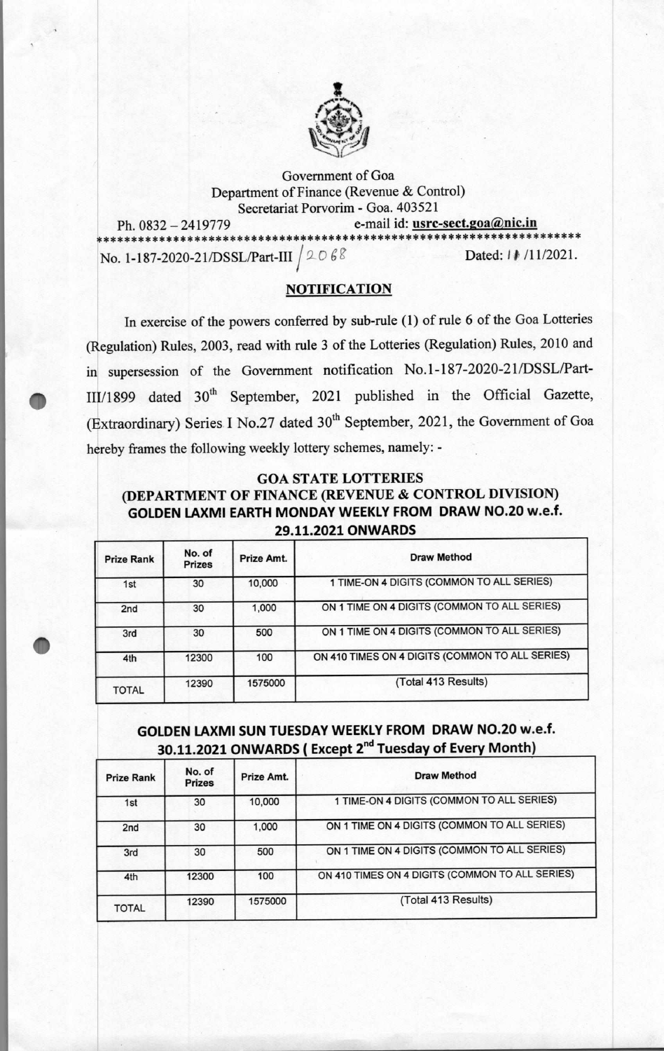Government of Goa
Department of Finance (Revenue & Control)
Secretariat Porvorim - Goa. 403521

Ph. 0832 – 2419779 e-mail id: **usrc-sect.goa@nic.in**

No. 1-187-2020-21/DSSL/Part-III / 2068 Dated: 11/11/2021.

## NOTIFICATION

In exercise of the powers conferred by sub-rule (1) of rule 6 of the Goa Lotteries (Regulation) Rules, 2003, read with rule 3 of the Lotteries (Regulation) Rules, 2010 and in supersession of the Government notification No.1-187-2020-21/DSSL/Part-III/1899 dated 30th September, 2021 published in the Official Gazette, (Extraordinary) Series I No.27 dated 30th September, 2021, the Government of Goa hereby frames the following weekly lottery schemes, namely: -

### GOA STATE LOTTERIES
### (DEPARTMENT OF FINANCE (REVENUE & CONTROL DIVISION)
### GOLDEN LAXMI EARTH MONDAY WEEKLY FROM DRAW NO.20 w.e.f. 29.11.2021 ONWARDS

| Prize Rank | No. of Prizes | Prize Amt. | Draw Method |
|---|---|---|---|
| 1st | 30 | 10,000 | 1 TIME-ON 4 DIGITS (COMMON TO ALL SERIES) |
| 2nd | 30 | 1,000 | ON 1 TIME ON 4 DIGITS (COMMON TO ALL SERIES) |
| 3rd | 30 | 500 | ON 1 TIME ON 4 DIGITS (COMMON TO ALL SERIES) |
| 4th | 12300 | 100 | ON 410 TIMES ON 4 DIGITS (COMMON TO ALL SERIES) |
| TOTAL | 12390 | 1575000 | (Total 413 Results) |

### GOLDEN LAXMI SUN TUESDAY WEEKLY FROM DRAW NO.20 w.e.f. 30.11.2021 ONWARDS ( Except 2nd Tuesday of Every Month)

| Prize Rank | No. of Prizes | Prize Amt. | Draw Method |
|---|---|---|---|
| 1st | 30 | 10,000 | 1 TIME-ON 4 DIGITS (COMMON TO ALL SERIES) |
| 2nd | 30 | 1,000 | ON 1 TIME ON 4 DIGITS (COMMON TO ALL SERIES) |
| 3rd | 30 | 500 | ON 1 TIME ON 4 DIGITS (COMMON TO ALL SERIES) |
| 4th | 12300 | 100 | ON 410 TIMES ON 4 DIGITS (COMMON TO ALL SERIES) |
| TOTAL | 12390 | 1575000 | (Total 413 Results) |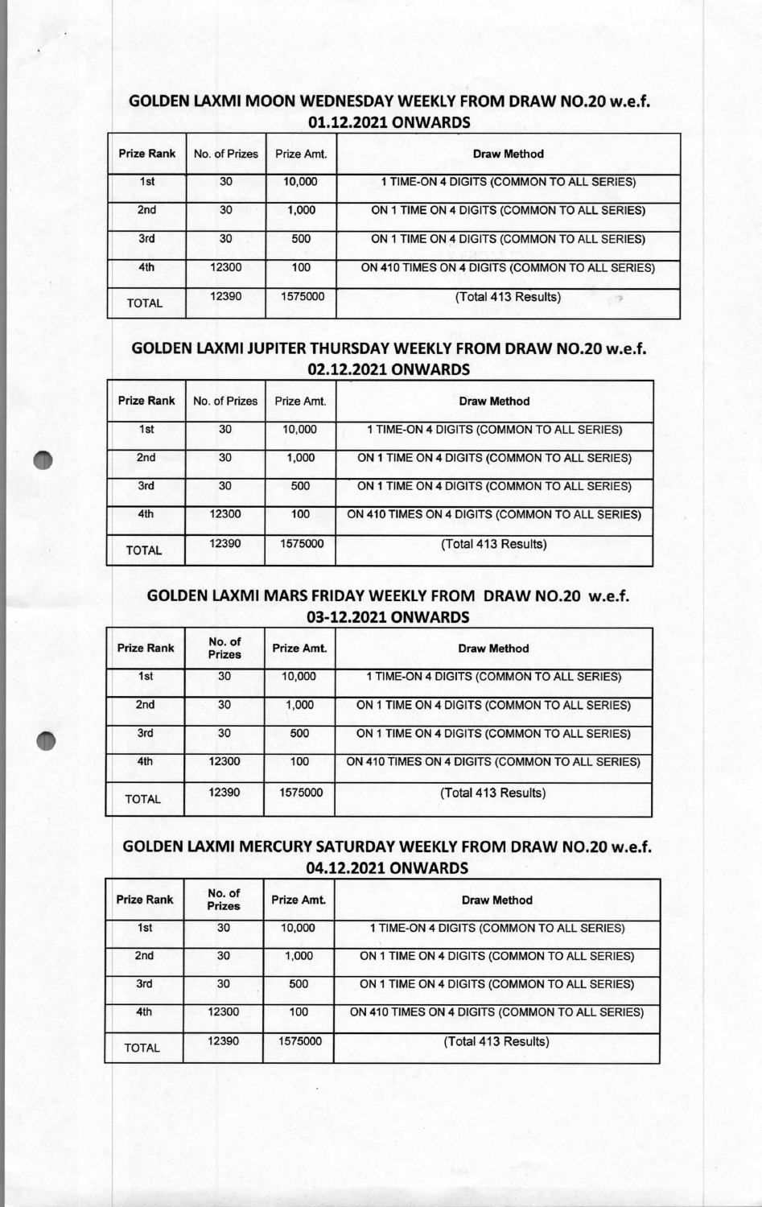## GOLDEN LAXMI MOON WEDNESDAY WEEKLY FROM DRAW NO.20 w.e.f. 01.12.2021 ONWARDS

| Prize Rank | No. of Prizes | Prize Amt. | Draw Method |
|---|---|---|---|
| 1st | 30 | 10,000 | 1 TIME-ON 4 DIGITS (COMMON TO ALL SERIES) |
| 2nd | 30 | 1,000 | ON 1 TIME ON 4 DIGITS (COMMON TO ALL SERIES) |
| 3rd | 30 | 500 | ON 1 TIME ON 4 DIGITS (COMMON TO ALL SERIES) |
| 4th | 12300 | 100 | ON 410 TIMES ON 4 DIGITS (COMMON TO ALL SERIES) |
| TOTAL | 12390 | 1575000 | (Total 413 Results) |

## GOLDEN LAXMI JUPITER THURSDAY WEEKLY FROM DRAW NO.20 w.e.f. 02.12.2021 ONWARDS

| Prize Rank | No. of Prizes | Prize Amt. | Draw Method |
|---|---|---|---|
| 1st | 30 | 10,000 | 1 TIME-ON 4 DIGITS (COMMON TO ALL SERIES) |
| 2nd | 30 | 1,000 | ON 1 TIME ON 4 DIGITS (COMMON TO ALL SERIES) |
| 3rd | 30 | 500 | ON 1 TIME ON 4 DIGITS (COMMON TO ALL SERIES) |
| 4th | 12300 | 100 | ON 410 TIMES ON 4 DIGITS (COMMON TO ALL SERIES) |
| TOTAL | 12390 | 1575000 | (Total 413 Results) |

## GOLDEN LAXMI MARS FRIDAY WEEKLY FROM DRAW NO.20 w.e.f. 03-12.2021 ONWARDS

| Prize Rank | No. of Prizes | Prize Amt. | Draw Method |
|---|---|---|---|
| 1st | 30 | 10,000 | 1 TIME-ON 4 DIGITS (COMMON TO ALL SERIES) |
| 2nd | 30 | 1,000 | ON 1 TIME ON 4 DIGITS (COMMON TO ALL SERIES) |
| 3rd | 30 | 500 | ON 1 TIME ON 4 DIGITS (COMMON TO ALL SERIES) |
| 4th | 12300 | 100 | ON 410 TIMES ON 4 DIGITS (COMMON TO ALL SERIES) |
| TOTAL | 12390 | 1575000 | (Total 413 Results) |

## GOLDEN LAXMI MERCURY SATURDAY WEEKLY FROM DRAW NO.20 w.e.f. 04.12.2021 ONWARDS

| Prize Rank | No. of Prizes | Prize Amt. | Draw Method |
|---|---|---|---|
| 1st | 30 | 10,000 | 1 TIME-ON 4 DIGITS (COMMON TO ALL SERIES) |
| 2nd | 30 | 1,000 | ON 1 TIME ON 4 DIGITS (COMMON TO ALL SERIES) |
| 3rd | 30 | 500 | ON 1 TIME ON 4 DIGITS (COMMON TO ALL SERIES) |
| 4th | 12300 | 100 | ON 410 TIMES ON 4 DIGITS (COMMON TO ALL SERIES) |
| TOTAL | 12390 | 1575000 | (Total 413 Results) |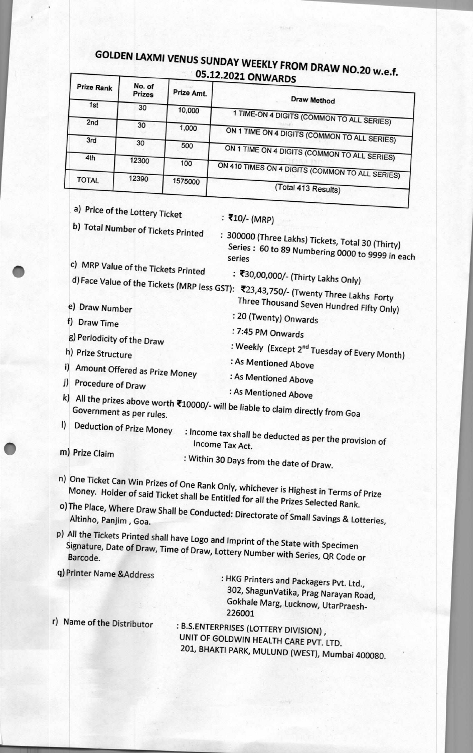# GOLDEN LAXMI VENUS SUNDAY WEEKLY FROM DRAW NO.20 w.e.f. 05.12.2021 ONWARDS

| Prize Rank | No. of Prizes | Prize Amt. | Draw Method |
|---|---|---|---|
| 1st | 30 | 10,000 | 1 TIME-ON 4 DIGITS (COMMON TO ALL SERIES) |
| 2nd | 30 | 1,000 | ON 1 TIME ON 4 DIGITS (COMMON TO ALL SERIES) |
| 3rd | 30 | 500 | ON 1 TIME ON 4 DIGITS (COMMON TO ALL SERIES) |
| 4th | 12300 | 100 | ON 410 TIMES ON 4 DIGITS (COMMON TO ALL SERIES) |
| TOTAL | 12390 | 1575000 | (Total 413 Results) |

a) Price of the Lottery Ticket : ₹10/- (MRP)

b) Total Number of Tickets Printed : 300000 (Three Lakhs) Tickets, Total 30 (Thirty) Series : 60 to 89 Numbering 0000 to 9999 in each series

c) MRP Value of the Tickets Printed : ₹30,00,000/- (Thirty Lakhs Only)

d) Face Value of the Tickets (MRP less GST): ₹23,43,750/- (Twenty Three Lakhs Forty Three Thousand Seven Hundred Fifty Only)

e) Draw Number : 20 (Twenty) Onwards

f) Draw Time : 7:45 PM Onwards

g) Periodicity of the Draw : Weekly (Except 2nd Tuesday of Every Month)

h) Prize Structure : As Mentioned Above

i) Amount Offered as Prize Money : As Mentioned Above

j) Procedure of Draw : As Mentioned Above

k) All the prizes above worth ₹10000/- will be liable to claim directly from Goa Government as per rules.

l) Deduction of Prize Money : Income tax shall be deducted as per the provision of Income Tax Act.

m) Prize Claim : Within 30 Days from the date of Draw.

n) One Ticket Can Win Prizes of One Rank Only, whichever is Highest in Terms of Prize Money. Holder of said Ticket shall be Entitled for all the Prizes Selected Rank.

o) The Place, Where Draw Shall be Conducted: Directorate of Small Savings & Lotteries, Altinho, Panjim, Goa.

p) All the Tickets Printed shall have Logo and Imprint of the State with Specimen Signature, Date of Draw, Time of Draw, Lottery Number with Series, QR Code or Barcode.

q) Printer Name &Address : HKG Printers and Packagers Pvt. Ltd., 302, ShagunVatika, Prag Narayan Road, Gokhale Marg, Lucknow, UtarPraesh-226001

r) Name of the Distributor : B.S.ENTERPRISES (LOTTERY DIVISION), UNIT OF GOLDWIN HEALTH CARE PVT. LTD. 201, BHAKTI PARK, MULUND (WEST), Mumbai 400080.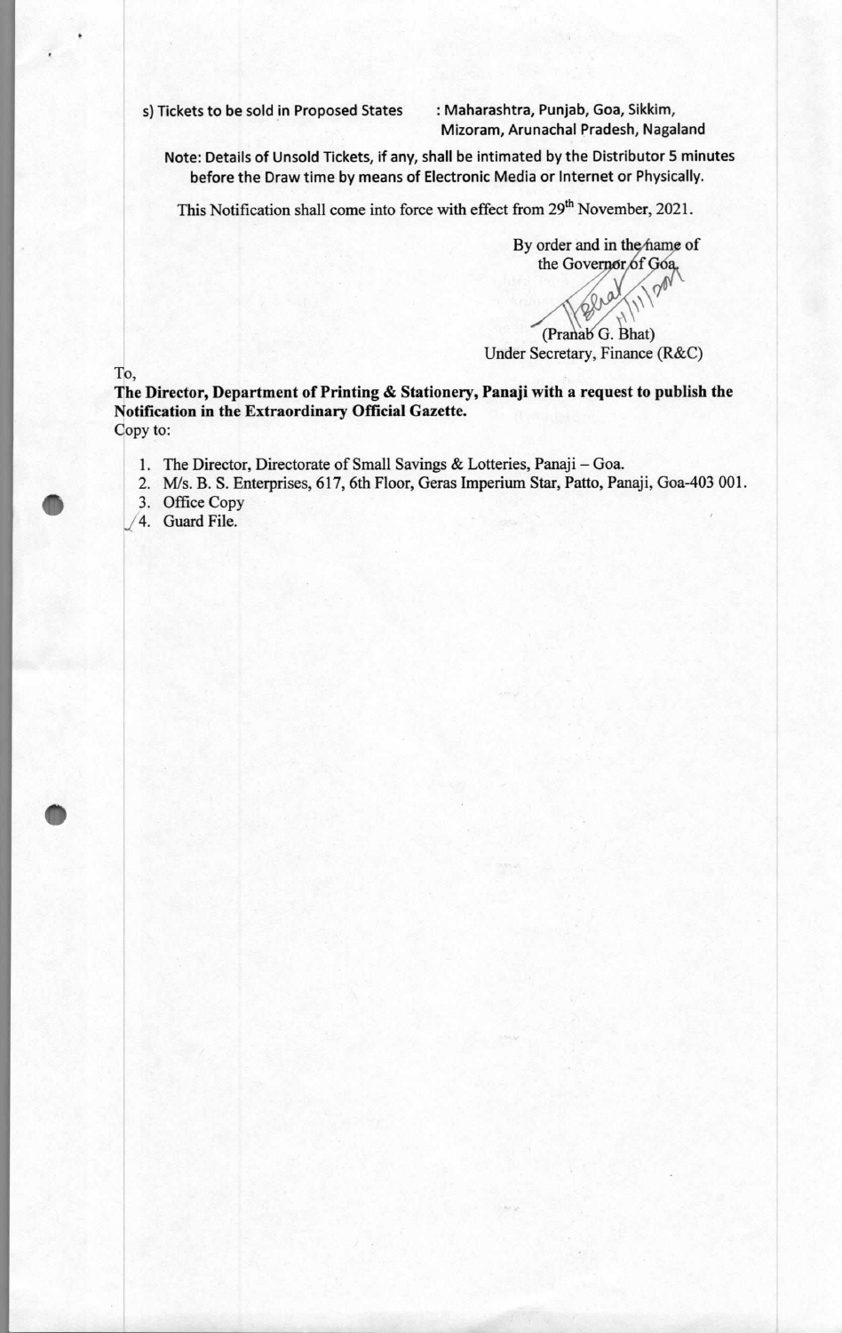s) Tickets to be sold in Proposed States : Maharashtra, Punjab, Goa, Sikkim, Mizoram, Arunachal Pradesh, Nagaland

**Note: Details of Unsold Tickets, if any, shall be intimated by the Distributor 5 minutes before the Draw time by means of Electronic Media or Internet or Physically.**

This Notification shall come into force with effect from 29th November, 2021.

By order and in the name of
the Governor of Goa.

(Pranab G. Bhat)
Under Secretary, Finance (R&C)

To,

**The Director, Department of Printing & Stationery, Panaji with a request to publish the Notification in the Extraordinary Official Gazette.**

Copy to:

1. The Director, Directorate of Small Savings & Lotteries, Panaji – Goa.
2. M/s. B. S. Enterprises, 617, 6th Floor, Geras Imperium Star, Patto, Panaji, Goa-403 001.
3. Office Copy
4. Guard File.